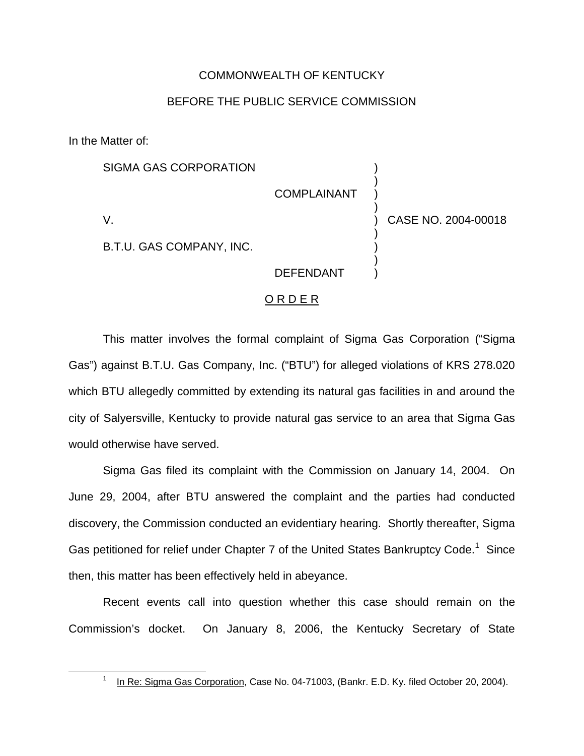COMMONWEALTH OF KENTUCKY

BEFORE THE PUBLIC SERVICE COMMISSION

In the Matter of:

| | |
|---|---|
| SIGMA GAS CORPORATION<br><br>COMPLAINANT<br><br>V.<br><br>B.T.U. GAS COMPANY, INC.<br><br>DEFENDANT | CASE NO. 2004-00018 |

## O R D E R

This matter involves the formal complaint of Sigma Gas Corporation ("Sigma Gas") against B.T.U. Gas Company, Inc. ("BTU") for alleged violations of KRS 278.020 which BTU allegedly committed by extending its natural gas facilities in and around the city of Salyersville, Kentucky to provide natural gas service to an area that Sigma Gas would otherwise have served.

Sigma Gas filed its complaint with the Commission on January 14, 2004. On June 29, 2004, after BTU answered the complaint and the parties had conducted discovery, the Commission conducted an evidentiary hearing. Shortly thereafter, Sigma Gas petitioned for relief under Chapter 7 of the United States Bankruptcy Code.[1] Since then, this matter has been effectively held in abeyance.

Recent events call into question whether this case should remain on the Commission's docket. On January 8, 2006, the Kentucky Secretary of State

---

[1] In Re: Sigma Gas Corporation, Case No. 04-71003, (Bankr. E.D. Ky. filed October 20, 2004).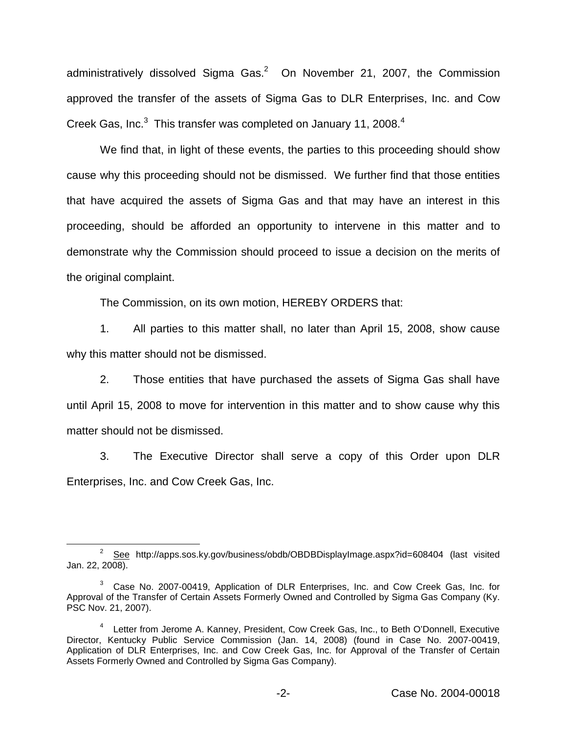administratively dissolved Sigma Gas.[2] On November 21, 2007, the Commission approved the transfer of the assets of Sigma Gas to DLR Enterprises, Inc. and Cow Creek Gas, Inc.[3] This transfer was completed on January 11, 2008.[4]

We find that, in light of these events, the parties to this proceeding should show cause why this proceeding should not be dismissed. We further find that those entities that have acquired the assets of Sigma Gas and that may have an interest in this proceeding, should be afforded an opportunity to intervene in this matter and to demonstrate why the Commission should proceed to issue a decision on the merits of the original complaint.

The Commission, on its own motion, HEREBY ORDERS that:

1. All parties to this matter shall, no later than April 15, 2008, show cause why this matter should not be dismissed.

2. Those entities that have purchased the assets of Sigma Gas shall have until April 15, 2008 to move for intervention in this matter and to show cause why this matter should not be dismissed.

3. The Executive Director shall serve a copy of this Order upon DLR Enterprises, Inc. and Cow Creek Gas, Inc.

---

[2] See http://apps.sos.ky.gov/business/obdb/OBDBDisplayImage.aspx?id=608404 (last visited Jan. 22, 2008).

[3] Case No. 2007-00419, Application of DLR Enterprises, Inc. and Cow Creek Gas, Inc. for Approval of the Transfer of Certain Assets Formerly Owned and Controlled by Sigma Gas Company (Ky. PSC Nov. 21, 2007).

[4] Letter from Jerome A. Kanney, President, Cow Creek Gas, Inc., to Beth O'Donnell, Executive Director, Kentucky Public Service Commission (Jan. 14, 2008) (found in Case No. 2007-00419, Application of DLR Enterprises, Inc. and Cow Creek Gas, Inc. for Approval of the Transfer of Certain Assets Formerly Owned and Controlled by Sigma Gas Company).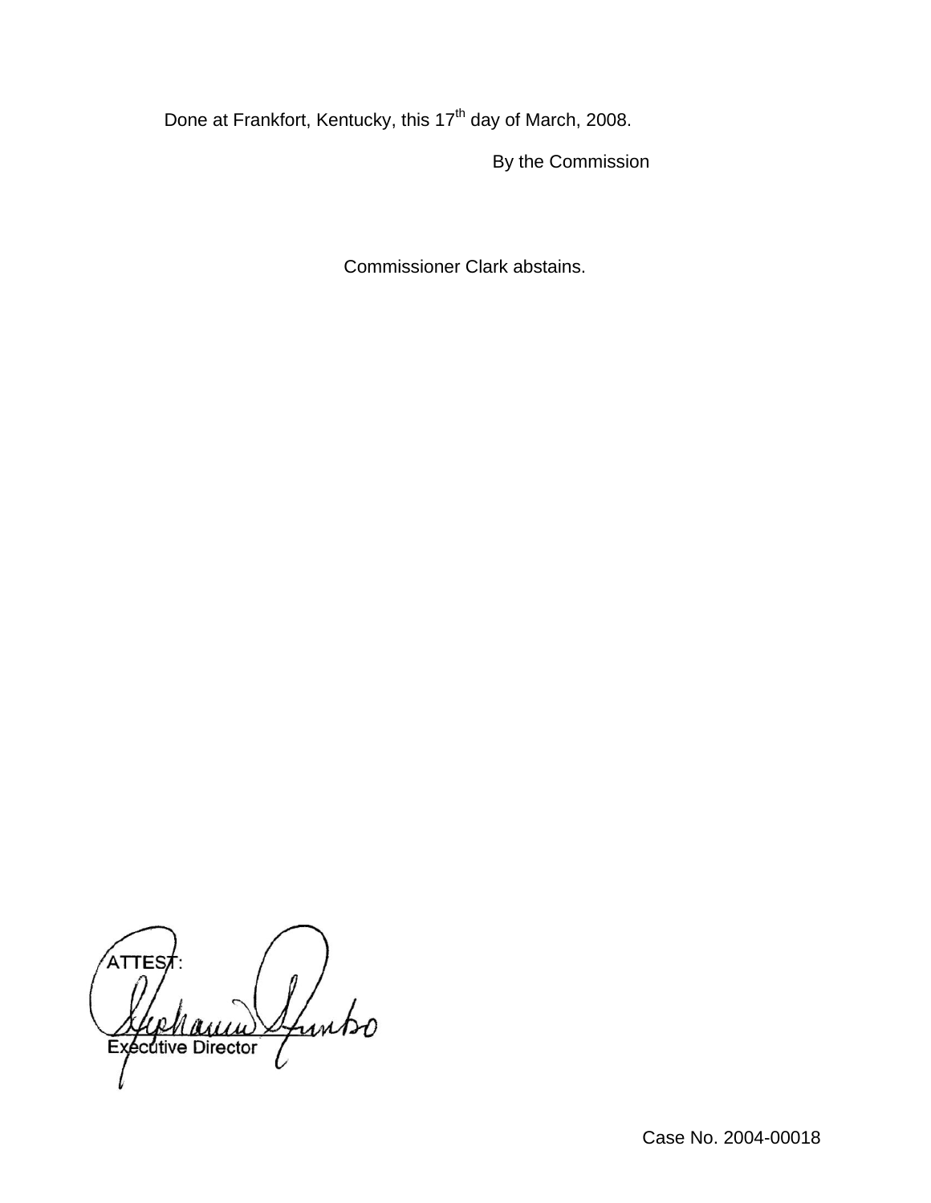Done at Frankfort, Kentucky, this 17th day of March, 2008.

By the Commission

Commissioner Clark abstains.

ATTEST:

Executive Director

Case No. 2004-00018